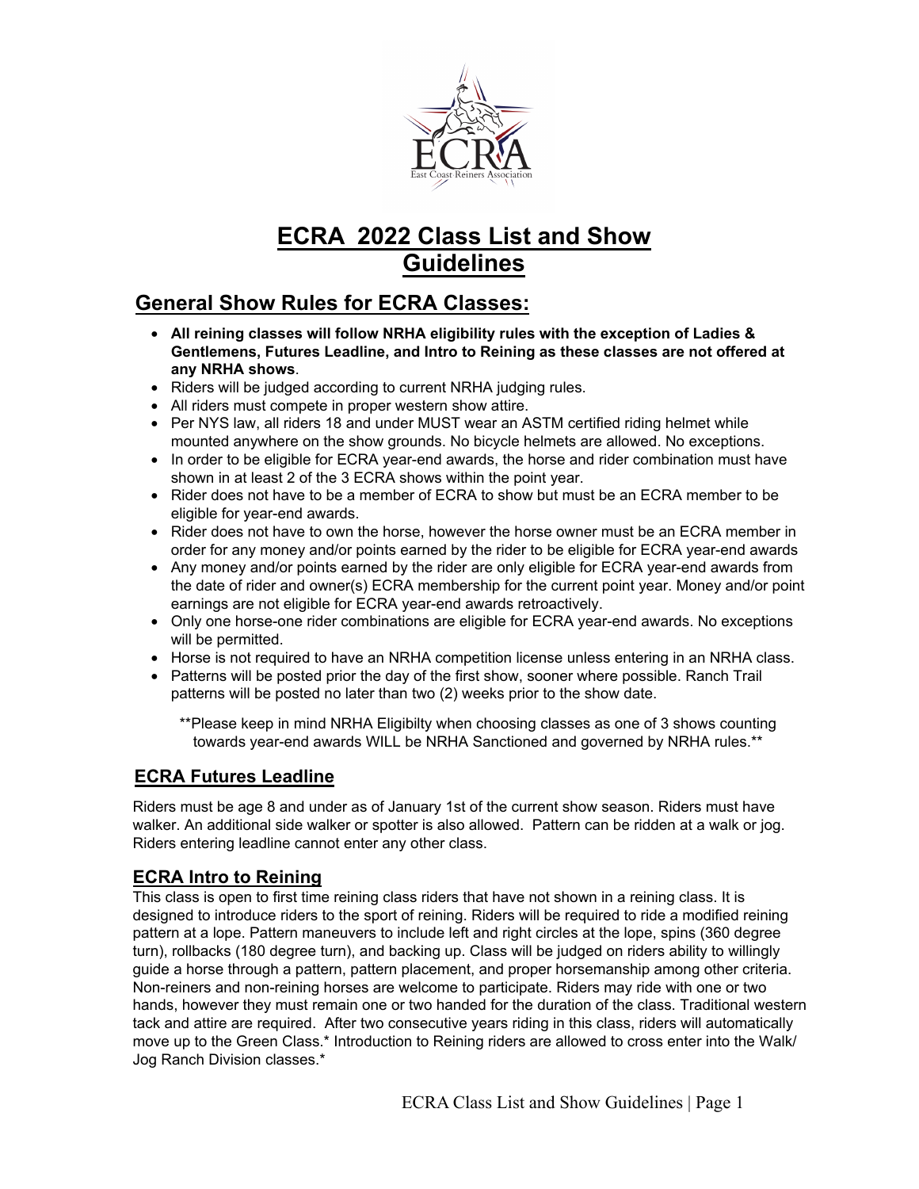# ECRA 2022 Class List and Show Guidelines

## General Show Rules for ECRA Classes:

- **All reining classes will follow NRHA eligibility rules with the exception of Ladies & Gentlemens, Futures Leadline, and Intro to Reining as these classes are not offered at any NRHA shows**.
- Riders will be judged according to current NRHA judging rules.
- All riders must compete in proper western show attire.
- Per NYS law, all riders 18 and under MUST wear an ASTM certified riding helmet while mounted anywhere on the show grounds. No bicycle helmets are allowed. No exceptions.
- In order to be eligible for ECRA year-end awards, the horse and rider combination must have shown in at least 2 of the 3 ECRA shows within the point year.
- Rider does not have to be a member of ECRA to show but must be an ECRA member to be eligible for year-end awards.
- Rider does not have to own the horse, however the horse owner must be an ECRA member in order for any money and/or points earned by the rider to be eligible for ECRA year-end awards
- Any money and/or points earned by the rider are only eligible for ECRA year-end awards from the date of rider and owner(s) ECRA membership for the current point year. Money and/or point earnings are not eligible for ECRA year-end awards retroactively.
- Only one horse-one rider combinations are eligible for ECRA year-end awards. No exceptions will be permitted.
- Horse is not required to have an NRHA competition license unless entering in an NRHA class.
- Patterns will be posted prior the day of the first show, sooner where possible. Ranch Trail patterns will be posted no later than two (2) weeks prior to the show date.

**Please keep in mind NRHA Eligibilty when choosing classes as one of 3 shows counting towards year-end awards WILL be NRHA Sanctioned and governed by NRHA rules.**

### ECRA Futures Leadline

Riders must be age 8 and under as of January 1st of the current show season. Riders must have walker. An additional side walker or spotter is also allowed. Pattern can be ridden at a walk or jog. Riders entering leadline cannot enter any other class.

### ECRA Intro to Reining

This class is open to first time reining class riders that have not shown in a reining class. It is designed to introduce riders to the sport of reining. Riders will be required to ride a modified reining pattern at a lope. Pattern maneuvers to include left and right circles at the lope, spins (360 degree turn), rollbacks (180 degree turn), and backing up. Class will be judged on riders ability to willingly guide a horse through a pattern, pattern placement, and proper horsemanship among other criteria. Non-reiners and non-reining horses are welcome to participate. Riders may ride with one or two hands, however they must remain one or two handed for the duration of the class. Traditional western tack and attire are required. After two consecutive years riding in this class, riders will automatically move up to the Green Class.* Introduction to Reining riders are allowed to cross enter into the Walk/ Jog Ranch Division classes.*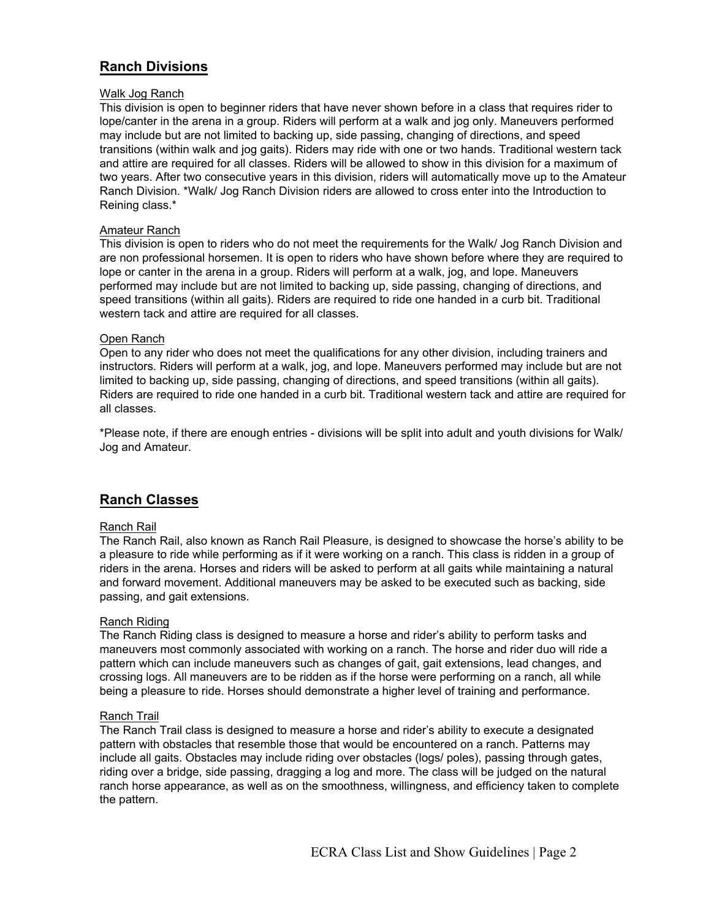## Ranch Divisions

### Walk Jog Ranch

This division is open to beginner riders that have never shown before in a class that requires rider to lope/canter in the arena in a group. Riders will perform at a walk and jog only. Maneuvers performed may include but are not limited to backing up, side passing, changing of directions, and speed transitions (within walk and jog gaits). Riders may ride with one or two hands. Traditional western tack and attire are required for all classes. Riders will be allowed to show in this division for a maximum of two years. After two consecutive years in this division, riders will automatically move up to the Amateur Ranch Division. *Walk/ Jog Ranch Division riders are allowed to cross enter into the Introduction to Reining class.*

### Amateur Ranch

This division is open to riders who do not meet the requirements for the Walk/ Jog Ranch Division and are non professional horsemen. It is open to riders who have shown before where they are required to lope or canter in the arena in a group. Riders will perform at a walk, jog, and lope. Maneuvers performed may include but are not limited to backing up, side passing, changing of directions, and speed transitions (within all gaits). Riders are required to ride one handed in a curb bit. Traditional western tack and attire are required for all classes.

### Open Ranch

Open to any rider who does not meet the qualifications for any other division, including trainers and instructors. Riders will perform at a walk, jog, and lope. Maneuvers performed may include but are not limited to backing up, side passing, changing of directions, and speed transitions (within all gaits). Riders are required to ride one handed in a curb bit. Traditional western tack and attire are required for all classes.

*Please note, if there are enough entries - divisions will be split into adult and youth divisions for Walk/ Jog and Amateur.

## Ranch Classes

### Ranch Rail

The Ranch Rail, also known as Ranch Rail Pleasure, is designed to showcase the horse's ability to be a pleasure to ride while performing as if it were working on a ranch. This class is ridden in a group of riders in the arena. Horses and riders will be asked to perform at all gaits while maintaining a natural and forward movement. Additional maneuvers may be asked to be executed such as backing, side passing, and gait extensions.

### Ranch Riding

The Ranch Riding class is designed to measure a horse and rider's ability to perform tasks and maneuvers most commonly associated with working on a ranch. The horse and rider duo will ride a pattern which can include maneuvers such as changes of gait, gait extensions, lead changes, and crossing logs. All maneuvers are to be ridden as if the horse were performing on a ranch, all while being a pleasure to ride. Horses should demonstrate a higher level of training and performance.

### Ranch Trail

The Ranch Trail class is designed to measure a horse and rider's ability to execute a designated pattern with obstacles that resemble those that would be encountered on a ranch. Patterns may include all gaits. Obstacles may include riding over obstacles (logs/ poles), passing through gates, riding over a bridge, side passing, dragging a log and more. The class will be judged on the natural ranch horse appearance, as well as on the smoothness, willingness, and efficiency taken to complete the pattern.